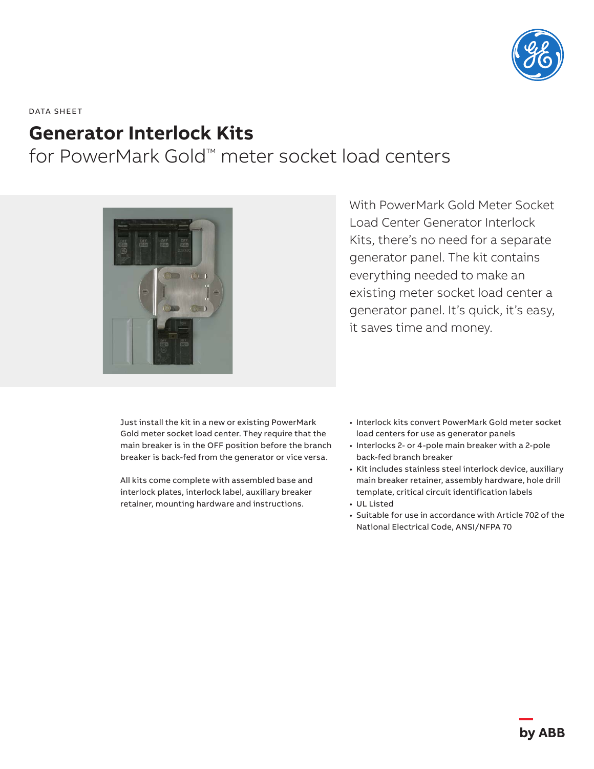DATA SHEET

# Generator Interlock Kits

## for PowerMark Gold™ meter socket load centers

With PowerMark Gold Meter Socket Load Center Generator Interlock Kits, there's no need for a separate generator panel. The kit contains everything needed to make an existing meter socket load center a generator panel. It's quick, it's easy, it saves time and money.

Just install the kit in a new or existing PowerMark Gold meter socket load center. They require that the main breaker is in the OFF position before the branch breaker is back-fed from the generator or vice versa.

All kits come complete with assembled base and interlock plates, interlock label, auxiliary breaker retainer, mounting hardware and instructions.

- Interlock kits convert PowerMark Gold meter socket load centers for use as generator panels
- Interlocks 2- or 4-pole main breaker with a 2-pole back-fed branch breaker
- Kit includes stainless steel interlock device, auxiliary main breaker retainer, assembly hardware, hole drill template, critical circuit identification labels
- UL Listed
- Suitable for use in accordance with Article 702 of the National Electrical Code, ANSI/NFPA 70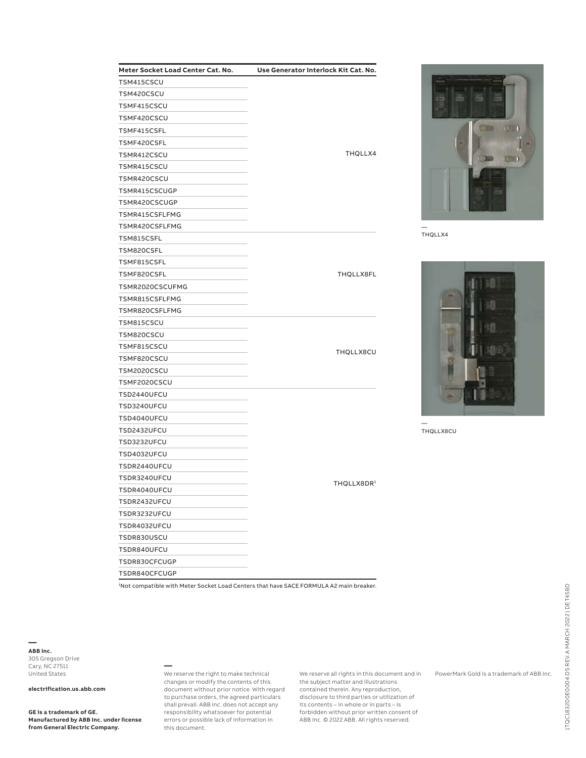| Meter Socket Load Center Cat. No. | Use Generator Interlock Kit Cat. No. |
| --- | --- |
| TSM415CSCU | THQLLX4 |
| TSM420CSCU | THQLLX4 |
| TSMF415CSCU | THQLLX4 |
| TSMF420CSCU | THQLLX4 |
| TSMF415CSFL | THQLLX4 |
| TSMF420CSFL | THQLLX4 |
| TSMR412CSCU | THQLLX4 |
| TSMR415CSCU | THQLLX4 |
| TSMR420CSCU | THQLLX4 |
| TSMR415CSCUGP | THQLLX4 |
| TSMR420CSCUGP | THQLLX4 |
| TSMR415CSFLFMG | THQLLX4 |
| TSMR420CSFLFMG | THQLLX4 |
| TSM815CSFL | THQLLX8FL |
| TSM820CSFL | THQLLX8FL |
| TSMF815CSFL | THQLLX8FL |
| TSMF820CSFL | THQLLX8FL |
| TSMR2020CSCUFMG | THQLLX8FL |
| TSMR815CSFLFMG | THQLLX8FL |
| TSMR820CSFLFMG | THQLLX8FL |
| TSM815CSCU | THQLLX8CU |
| TSM820CSCU | THQLLX8CU |
| TSMF815CSCU | THQLLX8CU |
| TSMF820CSCU | THQLLX8CU |
| TSM2020CSCU | THQLLX8CU |
| TSMF2020CSCU | THQLLX8CU |
| TSD2440UFCU | THQLLX8DR[1] |
| TSD3240UFCU | THQLLX8DR[1] |
| TSD4040UFCU | THQLLX8DR[1] |
| TSD2432UFCU | THQLLX8DR[1] |
| TSD3232UFCU | THQLLX8DR[1] |
| TSD4032UFCU | THQLLX8DR[1] |
| TSDR2440UFCU | THQLLX8DR[1] |
| TSDR3240UFCU | THQLLX8DR[1] |
| TSDR4040UFCU | THQLLX8DR[1] |
| TSDR2432UFCU | THQLLX8DR[1] |
| TSDR3232UFCU | THQLLX8DR[1] |
| TSDR4032UFCU | THQLLX8DR[1] |
| TSDR830USCU | THQLLX8DR[1] |
| TSDR840UFCU | THQLLX8DR[1] |
| TSDR830CFCUGP | THQLLX8DR[1] |
| TSDR840CFCUGP | THQLLX8DR[1] |

[1]Not compatible with Meter Socket Load Centers that have SACE FORMULA A2 main breaker.

THQLLX4

THQLLX8CU

**ABB Inc.**
305 Gregson Drive
Cary, NC 27511
United States

**electrification.us.abb.com**

**GE is a trademark of GE.**
**Manufactured by ABB Inc. under license from General Electric Company.**

We reserve the right to make technical changes or modify the contents of this document without prior notice. With regard to purchase orders, the agreed particulars shall prevail. ABB Inc. does not accept any responsibility whatsoever for potential errors or possible lack of information in this document.

We reserve all rights in this document and in the subject matter and illustrations contained therein. Any reproduction, disclosure to third parties or utilization of its contents – in whole or in parts – is forbidden without prior written consent of ABB Inc. © 2022 ABB. All rights reserved.

PowerMark Gold is a trademark of ABB Inc.

1TQC183200E0004 DS REV.A MARCH 2022 | DET458D